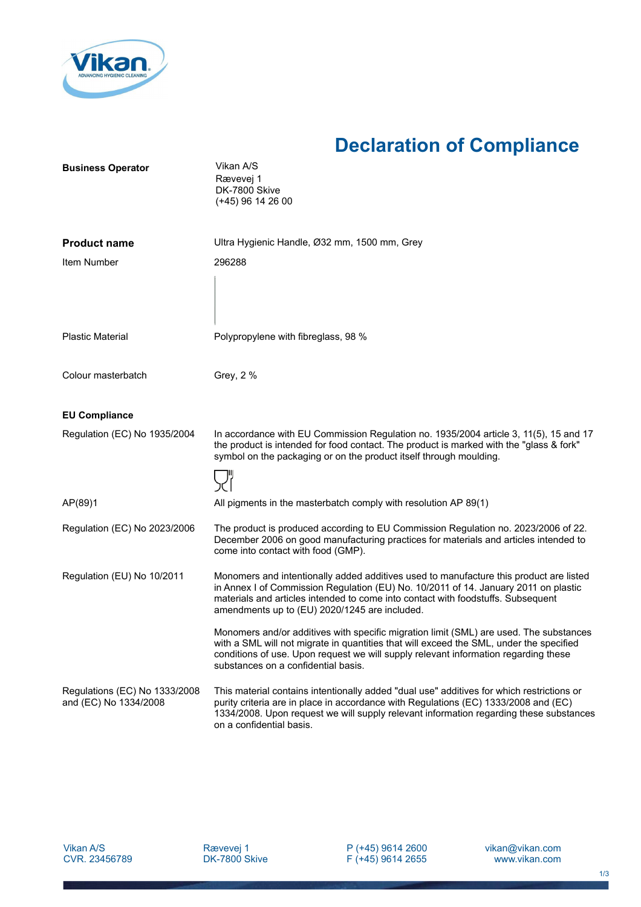# Declaration of Compliance

| | |
|---|---|
| **Business Operator** | Vikan A/S<br>Rævevej 1<br>DK-7800 Skive<br>(+45) 96 14 26 00 |
| **Product name** | Ultra Hygienic Handle, Ø32 mm, 1500 mm, Grey |
| Item Number | 296288 |
| Plastic Material | Polypropylene with fibreglass, 98 % |
| Colour masterbatch | Grey, 2 % |

## EU Compliance

| | |
|---|---|
| Regulation (EC) No 1935/2004 | In accordance with EU Commission Regulation no. 1935/2004 article 3, 11(5), 15 and 17 the product is intended for food contact. The product is marked with the "glass & fork" symbol on the packaging or on the product itself through moulding. |
| AP(89)1 | All pigments in the masterbatch comply with resolution AP 89(1) |
| Regulation (EC) No 2023/2006 | The product is produced according to EU Commission Regulation no. 2023/2006 of 22. December 2006 on good manufacturing practices for materials and articles intended to come into contact with food (GMP). |
| Regulation (EU) No 10/2011 | Monomers and intentionally added additives used to manufacture this product are listed in Annex I of Commission Regulation (EU) No. 10/2011 of 14. January 2011 on plastic materials and articles intended to come into contact with foodstuffs. Subsequent amendments up to (EU) 2020/1245 are included.<br><br>Monomers and/or additives with specific migration limit (SML) are used. The substances with a SML will not migrate in quantities that will exceed the SML, under the specified conditions of use. Upon request we will supply relevant information regarding these substances on a confidential basis. |
| Regulations (EC) No 1333/2008 and (EC) No 1334/2008 | This material contains intentionally added "dual use" additives for which restrictions or purity criteria are in place in accordance with Regulations (EC) 1333/2008 and (EC) 1334/2008. Upon request we will supply relevant information regarding these substances on a confidential basis. |

Vikan A/S
CVR. 23456789

Rævevej 1
DK-7800 Skive

P (+45) 9614 2600
F (+45) 9614 2655

vikan@vikan.com
www.vikan.com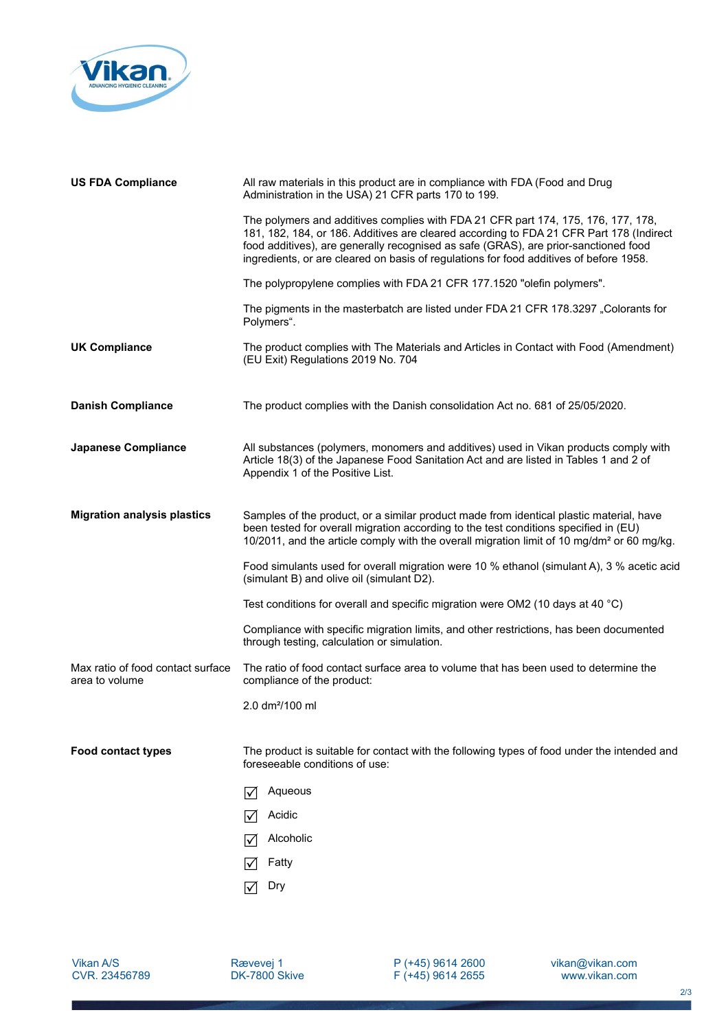**US FDA Compliance**

All raw materials in this product are in compliance with FDA (Food and Drug Administration in the USA) 21 CFR parts 170 to 199.

The polymers and additives complies with FDA 21 CFR part 174, 175, 176, 177, 178, 181, 182, 184, or 186. Additives are cleared according to FDA 21 CFR Part 178 (Indirect food additives), are generally recognised as safe (GRAS), are prior-sanctioned food ingredients, or are cleared on basis of regulations for food additives of before 1958.

The polypropylene complies with FDA 21 CFR 177.1520 "olefin polymers".

The pigments in the masterbatch are listed under FDA 21 CFR 178.3297 „Colorants for Polymers".

**UK Compliance**

The product complies with The Materials and Articles in Contact with Food (Amendment) (EU Exit) Regulations 2019 No. 704

**Danish Compliance**

The product complies with the Danish consolidation Act no. 681 of 25/05/2020.

**Japanese Compliance**

All substances (polymers, monomers and additives) used in Vikan products comply with Article 18(3) of the Japanese Food Sanitation Act and are listed in Tables 1 and 2 of Appendix 1 of the Positive List.

**Migration analysis plastics**

Samples of the product, or a similar product made from identical plastic material, have been tested for overall migration according to the test conditions specified in (EU) 10/2011, and the article comply with the overall migration limit of 10 mg/dm² or 60 mg/kg.

Food simulants used for overall migration were 10 % ethanol (simulant A), 3 % acetic acid (simulant B) and olive oil (simulant D2).

Test conditions for overall and specific migration were OM2 (10 days at 40 °C)

Compliance with specific migration limits, and other restrictions, has been documented through testing, calculation or simulation.

Max ratio of food contact surface area to volume

The ratio of food contact surface area to volume that has been used to determine the compliance of the product:

2.0 dm²/100 ml

**Food contact types**

The product is suitable for contact with the following types of food under the intended and foreseeable conditions of use:

- ☑ Aqueous
- ☑ Acidic
- ☑ Alcoholic
- ☑ Fatty
- ☑ Dry

Vikan A/S
CVR. 23456789

Rævevej 1
DK-7800 Skive

P (+45) 9614 2600
F (+45) 9614 2655

vikan@vikan.com
www.vikan.com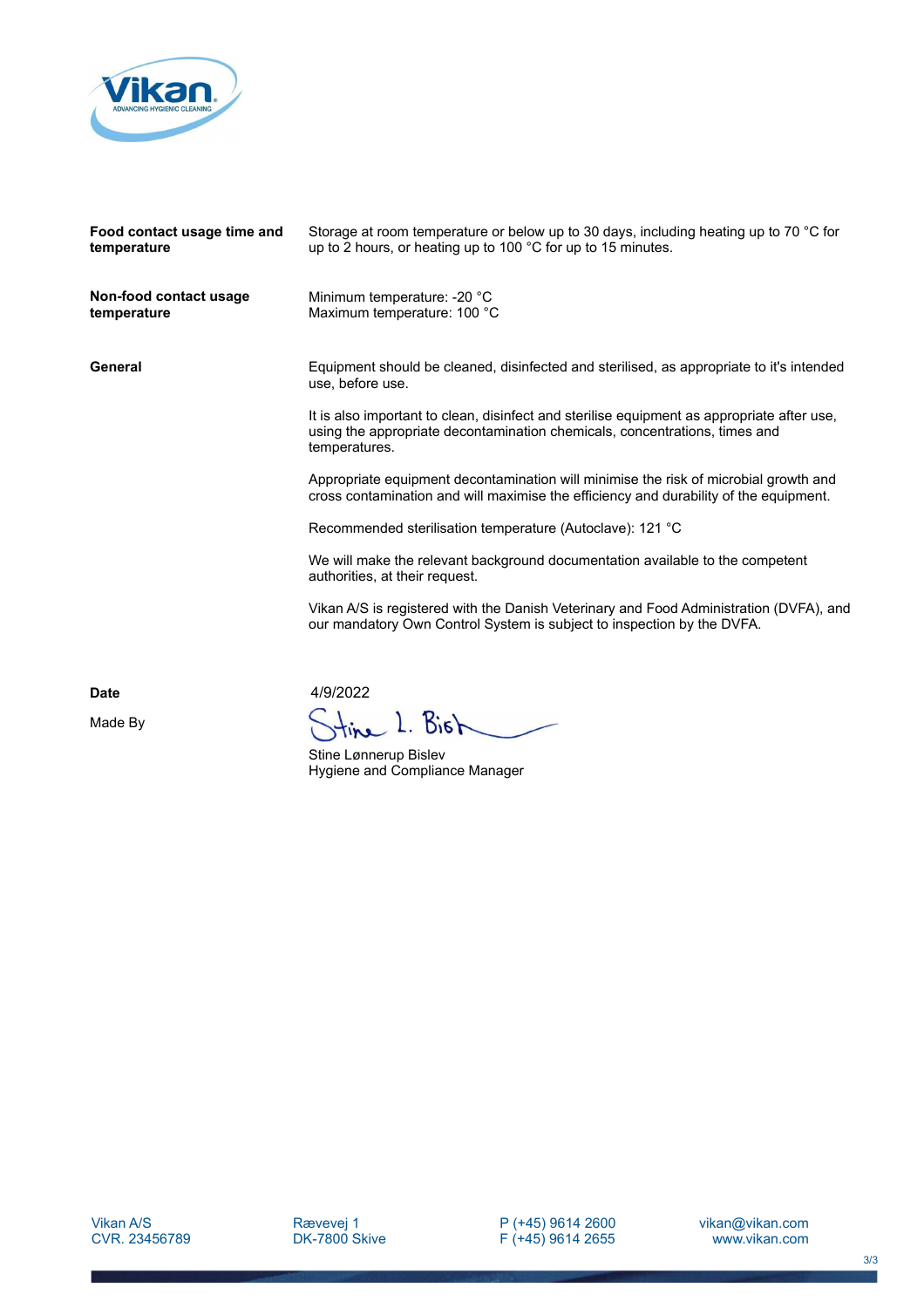| | |
|---|---|
| **Food contact usage time and temperature** | Storage at room temperature or below up to 30 days, including heating up to 70 °C for up to 2 hours, or heating up to 100 °C for up to 15 minutes. |
| **Non-food contact usage temperature** | Minimum temperature: -20 °C<br>Maximum temperature: 100 °C |
| **General** | Equipment should be cleaned, disinfected and sterilised, as appropriate to it's intended use, before use.<br><br>It is also important to clean, disinfect and sterilise equipment as appropriate after use, using the appropriate decontamination chemicals, concentrations, times and temperatures.<br><br>Appropriate equipment decontamination will minimise the risk of microbial growth and cross contamination and will maximise the efficiency and durability of the equipment.<br><br>Recommended sterilisation temperature (Autoclave): 121 °C<br><br>We will make the relevant background documentation available to the competent authorities, at their request.<br><br>Vikan A/S is registered with the Danish Veterinary and Food Administration (DVFA), and our mandatory Own Control System is subject to inspection by the DVFA. |
| **Date** | 4/9/2022 |
| Made By | Stine Lønnerup Bislev<br>Hygiene and Compliance Manager |

Vikan A/S
CVR. 23456789

Rævevej 1
DK-7800 Skive

P (+45) 9614 2600
F (+45) 9614 2655

vikan@vikan.com
www.vikan.com